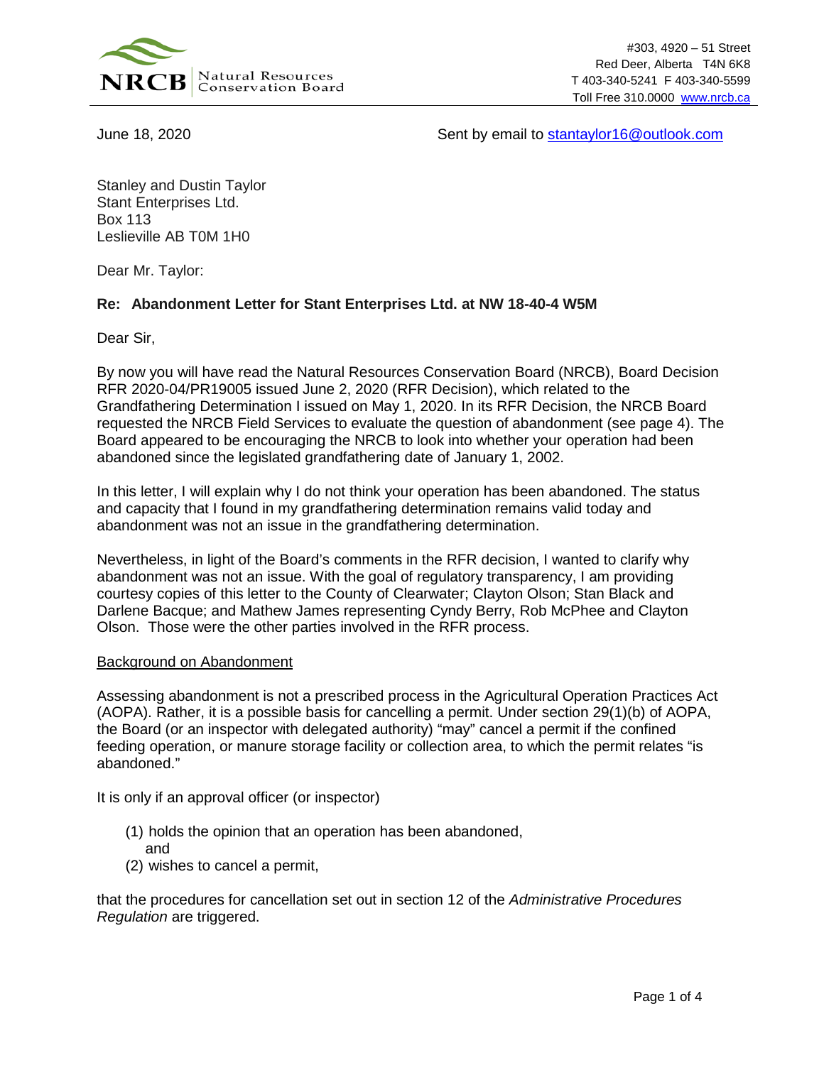**NRCB** Natural Resources Conservation Board

#303, 4920 – 51 Street
Red Deer, Alberta T4N 6K8
T 403-340-5241 F 403-340-5599
Toll Free 310.0000 www.nrcb.ca

June 18, 2020

Sent by email to stantaylor16@outlook.com

Stanley and Dustin Taylor
Stant Enterprises Ltd.
Box 113
Leslieville AB T0M 1H0

Dear Mr. Taylor:

**Re: Abandonment Letter for Stant Enterprises Ltd. at NW 18-40-4 W5M**

Dear Sir,

By now you will have read the Natural Resources Conservation Board (NRCB), Board Decision RFR 2020-04/PR19005 issued June 2, 2020 (RFR Decision), which related to the Grandfathering Determination I issued on May 1, 2020. In its RFR Decision, the NRCB Board requested the NRCB Field Services to evaluate the question of abandonment (see page 4). The Board appeared to be encouraging the NRCB to look into whether your operation had been abandoned since the legislated grandfathering date of January 1, 2002.

In this letter, I will explain why I do not think your operation has been abandoned. The status and capacity that I found in my grandfathering determination remains valid today and abandonment was not an issue in the grandfathering determination.

Nevertheless, in light of the Board's comments in the RFR decision, I wanted to clarify why abandonment was not an issue. With the goal of regulatory transparency, I am providing courtesy copies of this letter to the County of Clearwater; Clayton Olson; Stan Black and Darlene Bacque; and Mathew James representing Cyndy Berry, Rob McPhee and Clayton Olson. Those were the other parties involved in the RFR process.

## Background on Abandonment

Assessing abandonment is not a prescribed process in the Agricultural Operation Practices Act (AOPA). Rather, it is a possible basis for cancelling a permit. Under section 29(1)(b) of AOPA, the Board (or an inspector with delegated authority) "may" cancel a permit if the confined feeding operation, or manure storage facility or collection area, to which the permit relates "is abandoned."

It is only if an approval officer (or inspector)

(1) holds the opinion that an operation has been abandoned,
 and
(2) wishes to cancel a permit,

that the procedures for cancellation set out in section 12 of the *Administrative Procedures Regulation* are triggered.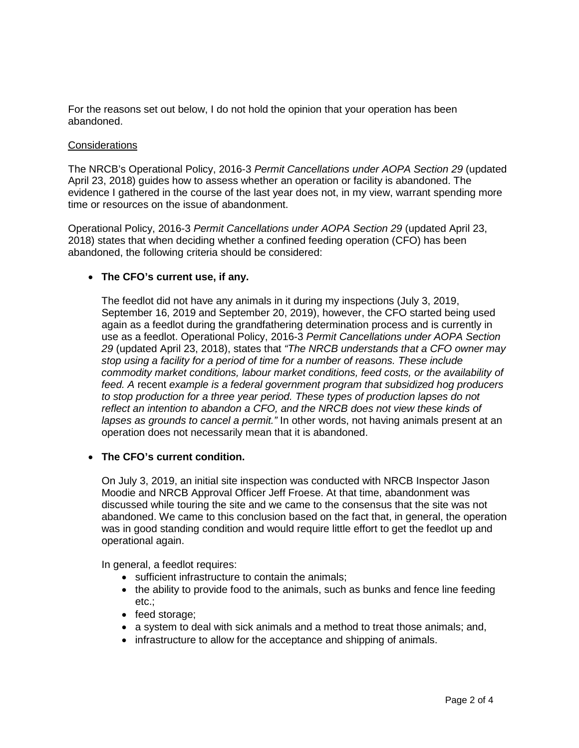For the reasons set out below, I do not hold the opinion that your operation has been abandoned.

<u>Considerations</u>

The NRCB's Operational Policy, 2016-3 *Permit Cancellations under AOPA Section 29* (updated April 23, 2018) guides how to assess whether an operation or facility is abandoned. The evidence I gathered in the course of the last year does not, in my view, warrant spending more time or resources on the issue of abandonment.

Operational Policy, 2016-3 *Permit Cancellations under AOPA Section 29* (updated April 23, 2018) states that when deciding whether a confined feeding operation (CFO) has been abandoned, the following criteria should be considered:

- **The CFO's current use, if any.**

  The feedlot did not have any animals in it during my inspections (July 3, 2019, September 16, 2019 and September 20, 2019), however, the CFO started being used again as a feedlot during the grandfathering determination process and is currently in use as a feedlot. Operational Policy, 2016-3 *Permit Cancellations under AOPA Section 29* (updated April 23, 2018), states that *"The NRCB understands that a CFO owner may stop using a facility for a period of time for a number of reasons. These include commodity market conditions, labour market conditions, feed costs, or the availability of feed. A* recent *example is a federal government program that subsidized hog producers to stop production for a three year period. These types of production lapses do not reflect an intention to abandon a CFO, and the NRCB does not view these kinds of lapses as grounds to cancel a permit."* In other words, not having animals present at an operation does not necessarily mean that it is abandoned.

- **The CFO's current condition.**

  On July 3, 2019, an initial site inspection was conducted with NRCB Inspector Jason Moodie and NRCB Approval Officer Jeff Froese. At that time, abandonment was discussed while touring the site and we came to the consensus that the site was not abandoned. We came to this conclusion based on the fact that, in general, the operation was in good standing condition and would require little effort to get the feedlot up and operational again.

  In general, a feedlot requires:
  - sufficient infrastructure to contain the animals;
  - the ability to provide food to the animals, such as bunks and fence line feeding etc.;
  - feed storage;
  - a system to deal with sick animals and a method to treat those animals; and,
  - infrastructure to allow for the acceptance and shipping of animals.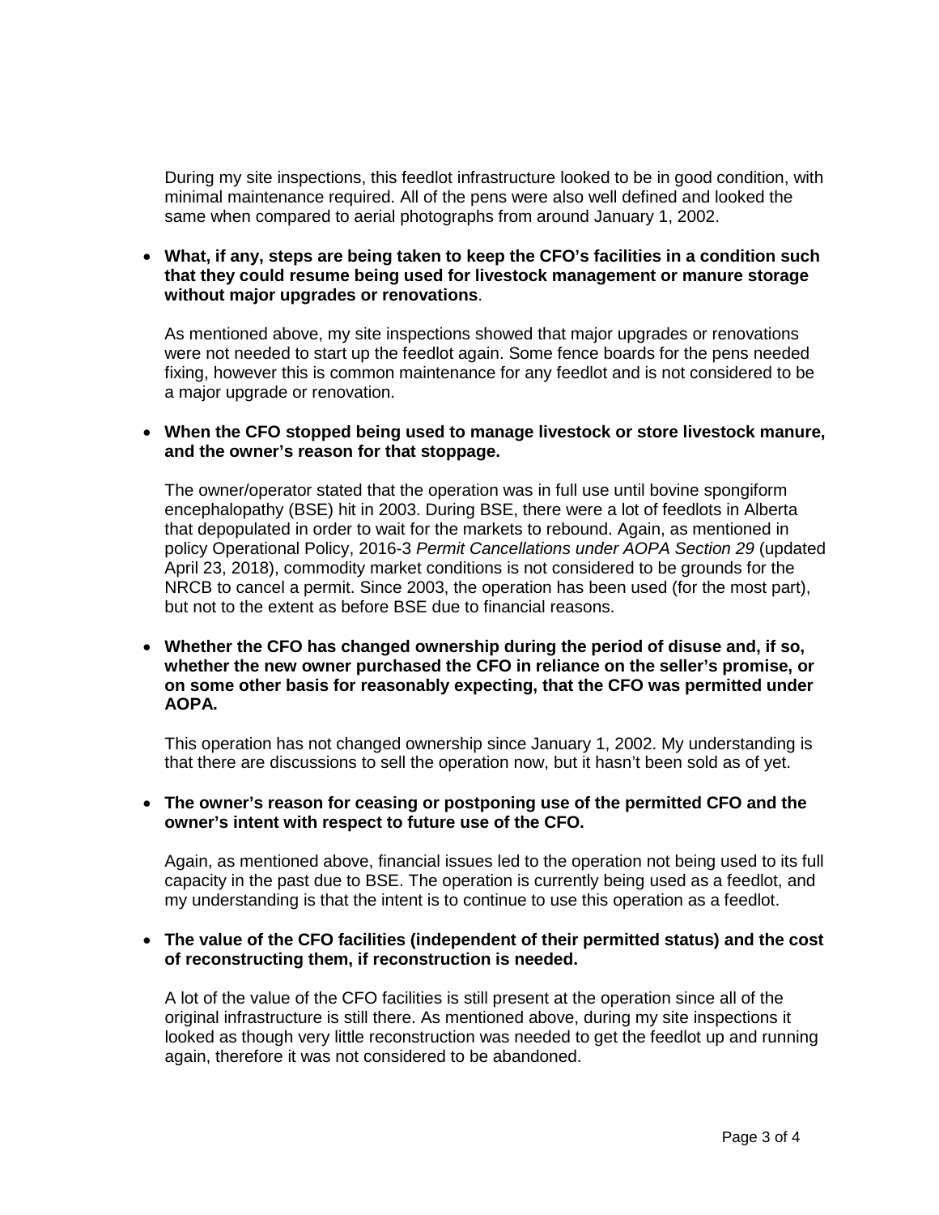During my site inspections, this feedlot infrastructure looked to be in good condition, with minimal maintenance required. All of the pens were also well defined and looked the same when compared to aerial photographs from around January 1, 2002.

- **What, if any, steps are being taken to keep the CFO's facilities in a condition such that they could resume being used for livestock management or manure storage without major upgrades or renovations**.

  As mentioned above, my site inspections showed that major upgrades or renovations were not needed to start up the feedlot again. Some fence boards for the pens needed fixing, however this is common maintenance for any feedlot and is not considered to be a major upgrade or renovation.

- **When the CFO stopped being used to manage livestock or store livestock manure, and the owner's reason for that stoppage.**

  The owner/operator stated that the operation was in full use until bovine spongiform encephalopathy (BSE) hit in 2003. During BSE, there were a lot of feedlots in Alberta that depopulated in order to wait for the markets to rebound. Again, as mentioned in policy Operational Policy, 2016-3 *Permit Cancellations under AOPA Section 29* (updated April 23, 2018), commodity market conditions is not considered to be grounds for the NRCB to cancel a permit. Since 2003, the operation has been used (for the most part), but not to the extent as before BSE due to financial reasons.

- **Whether the CFO has changed ownership during the period of disuse and, if so, whether the new owner purchased the CFO in reliance on the seller's promise, or on some other basis for reasonably expecting, that the CFO was permitted under AOPA.**

  This operation has not changed ownership since January 1, 2002. My understanding is that there are discussions to sell the operation now, but it hasn't been sold as of yet.

- **The owner's reason for ceasing or postponing use of the permitted CFO and the owner's intent with respect to future use of the CFO.**

  Again, as mentioned above, financial issues led to the operation not being used to its full capacity in the past due to BSE. The operation is currently being used as a feedlot, and my understanding is that the intent is to continue to use this operation as a feedlot.

- **The value of the CFO facilities (independent of their permitted status) and the cost of reconstructing them, if reconstruction is needed.**

  A lot of the value of the CFO facilities is still present at the operation since all of the original infrastructure is still there. As mentioned above, during my site inspections it looked as though very little reconstruction was needed to get the feedlot up and running again, therefore it was not considered to be abandoned.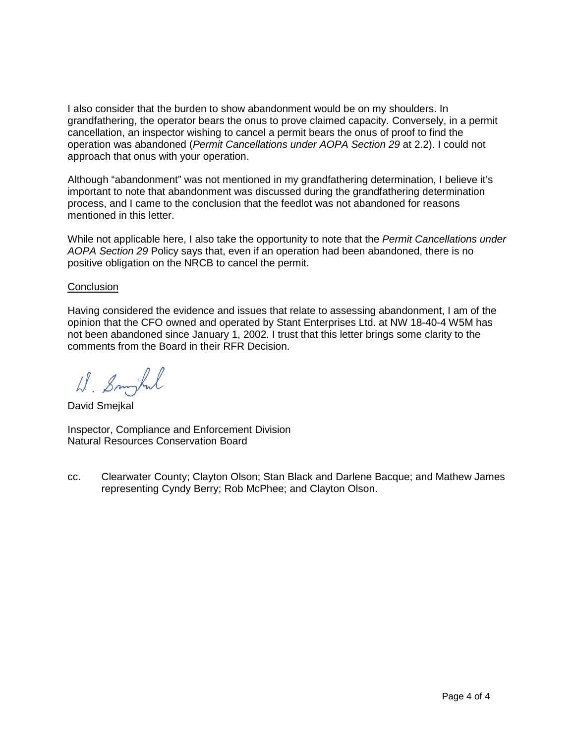I also consider that the burden to show abandonment would be on my shoulders. In grandfathering, the operator bears the onus to prove claimed capacity. Conversely, in a permit cancellation, an inspector wishing to cancel a permit bears the onus of proof to find the operation was abandoned (*Permit Cancellations under AOPA Section 29* at 2.2). I could not approach that onus with your operation.

Although "abandonment" was not mentioned in my grandfathering determination, I believe it's important to note that abandonment was discussed during the grandfathering determination process, and I came to the conclusion that the feedlot was not abandoned for reasons mentioned in this letter.

While not applicable here, I also take the opportunity to note that the *Permit Cancellations under AOPA Section 29* Policy says that, even if an operation had been abandoned, there is no positive obligation on the NRCB to cancel the permit.

<u>Conclusion</u>

Having considered the evidence and issues that relate to assessing abandonment, I am of the opinion that the CFO owned and operated by Stant Enterprises Ltd. at NW 18-40-4 W5M has not been abandoned since January 1, 2002. I trust that this letter brings some clarity to the comments from the Board in their RFR Decision.

D. Smejkal

David Smejkal

Inspector, Compliance and Enforcement Division
Natural Resources Conservation Board

cc. Clearwater County; Clayton Olson; Stan Black and Darlene Bacque; and Mathew James representing Cyndy Berry; Rob McPhee; and Clayton Olson.